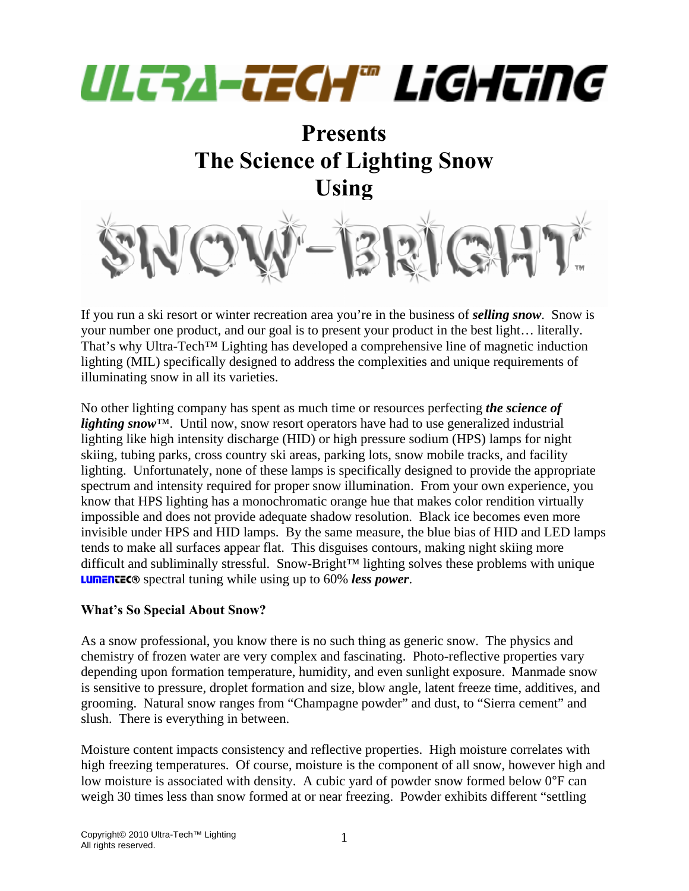# ULTRA-TECH™ LIGHTING

# Presents
# The Science of Lighting Snow
# Using

# SNOW-BRIGHT™

If you run a ski resort or winter recreation area you're in the business of ***selling snow***. Snow is your number one product, and our goal is to present your product in the best light… literally. That's why Ultra-Tech™ Lighting has developed a comprehensive line of magnetic induction lighting (MIL) specifically designed to address the complexities and unique requirements of illuminating snow in all its varieties.

No other lighting company has spent as much time or resources perfecting ***the science of lighting snow***™. Until now, snow resort operators have had to use generalized industrial lighting like high intensity discharge (HID) or high pressure sodium (HPS) lamps for night skiing, tubing parks, cross country ski areas, parking lots, snow mobile tracks, and facility lighting. Unfortunately, none of these lamps is specifically designed to provide the appropriate spectrum and intensity required for proper snow illumination. From your own experience, you know that HPS lighting has a monochromatic orange hue that makes color rendition virtually impossible and does not provide adequate shadow resolution. Black ice becomes even more invisible under HPS and HID lamps. By the same measure, the blue bias of HID and LED lamps tends to make all surfaces appear flat. This disguises contours, making night skiing more difficult and subliminally stressful. Snow-Bright™ lighting solves these problems with unique LUMENTEC® spectral tuning while using up to 60% ***less power***.

**What's So Special About Snow?**

As a snow professional, you know there is no such thing as generic snow. The physics and chemistry of frozen water are very complex and fascinating. Photo-reflective properties vary depending upon formation temperature, humidity, and even sunlight exposure. Manmade snow is sensitive to pressure, droplet formation and size, blow angle, latent freeze time, additives, and grooming. Natural snow ranges from "Champagne powder" and dust, to "Sierra cement" and slush. There is everything in between.

Moisture content impacts consistency and reflective properties. High moisture correlates with high freezing temperatures. Of course, moisture is the component of all snow, however high and low moisture is associated with density. A cubic yard of powder snow formed below 0°F can weigh 30 times less than snow formed at or near freezing. Powder exhibits different "settling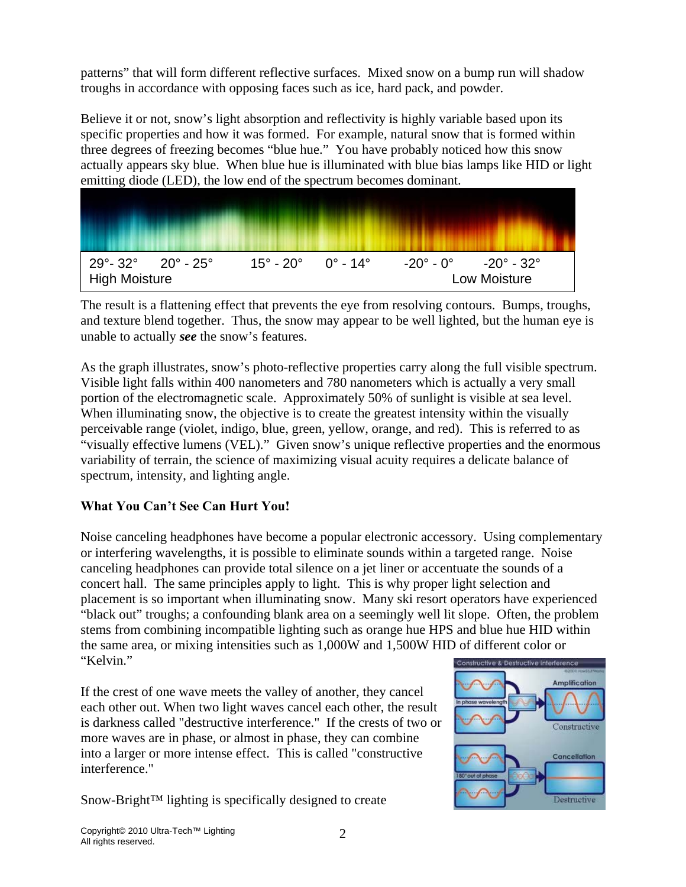patterns" that will form different reflective surfaces. Mixed snow on a bump run will shadow troughs in accordance with opposing faces such as ice, hard pack, and powder.

Believe it or not, snow's light absorption and reflectivity is highly variable based upon its specific properties and how it was formed. For example, natural snow that is formed within three degrees of freezing becomes "blue hue." You have probably noticed how this snow actually appears sky blue. When blue hue is illuminated with blue bias lamps like HID or light emitting diode (LED), the low end of the spectrum becomes dominant.

| 29°- 32° | 20° - 25° | 15° - 20° | 0° - 14° | -20° - 0° | -20° - 32° |
|---|---|---|---|---|---|
| High Moisture | | | | | Low Moisture |

The result is a flattening effect that prevents the eye from resolving contours. Bumps, troughs, and texture blend together. Thus, the snow may appear to be well lighted, but the human eye is unable to actually ***see*** the snow's features.

As the graph illustrates, snow's photo-reflective properties carry along the full visible spectrum. Visible light falls within 400 nanometers and 780 nanometers which is actually a very small portion of the electromagnetic scale. Approximately 50% of sunlight is visible at sea level. When illuminating snow, the objective is to create the greatest intensity within the visually perceivable range (violet, indigo, blue, green, yellow, orange, and red). This is referred to as "visually effective lumens (VEL)." Given snow's unique reflective properties and the enormous variability of terrain, the science of maximizing visual acuity requires a delicate balance of spectrum, intensity, and lighting angle.

**What You Can't See Can Hurt You!**

Noise canceling headphones have become a popular electronic accessory. Using complementary or interfering wavelengths, it is possible to eliminate sounds within a targeted range. Noise canceling headphones can provide total silence on a jet liner or accentuate the sounds of a concert hall. The same principles apply to light. This is why proper light selection and placement is so important when illuminating snow. Many ski resort operators have experienced "black out" troughs; a confounding blank area on a seemingly well lit slope. Often, the problem stems from combining incompatible lighting such as orange hue HPS and blue hue HID within the same area, or mixing intensities such as 1,000W and 1,500W HID of different color or "Kelvin."

If the crest of one wave meets the valley of another, they cancel each other out. When two light waves cancel each other, the result is darkness called "destructive interference." If the crests of two or more waves are in phase, or almost in phase, they can combine into a larger or more intense effect. This is called "constructive interference."

Snow-Bright™ lighting is specifically designed to create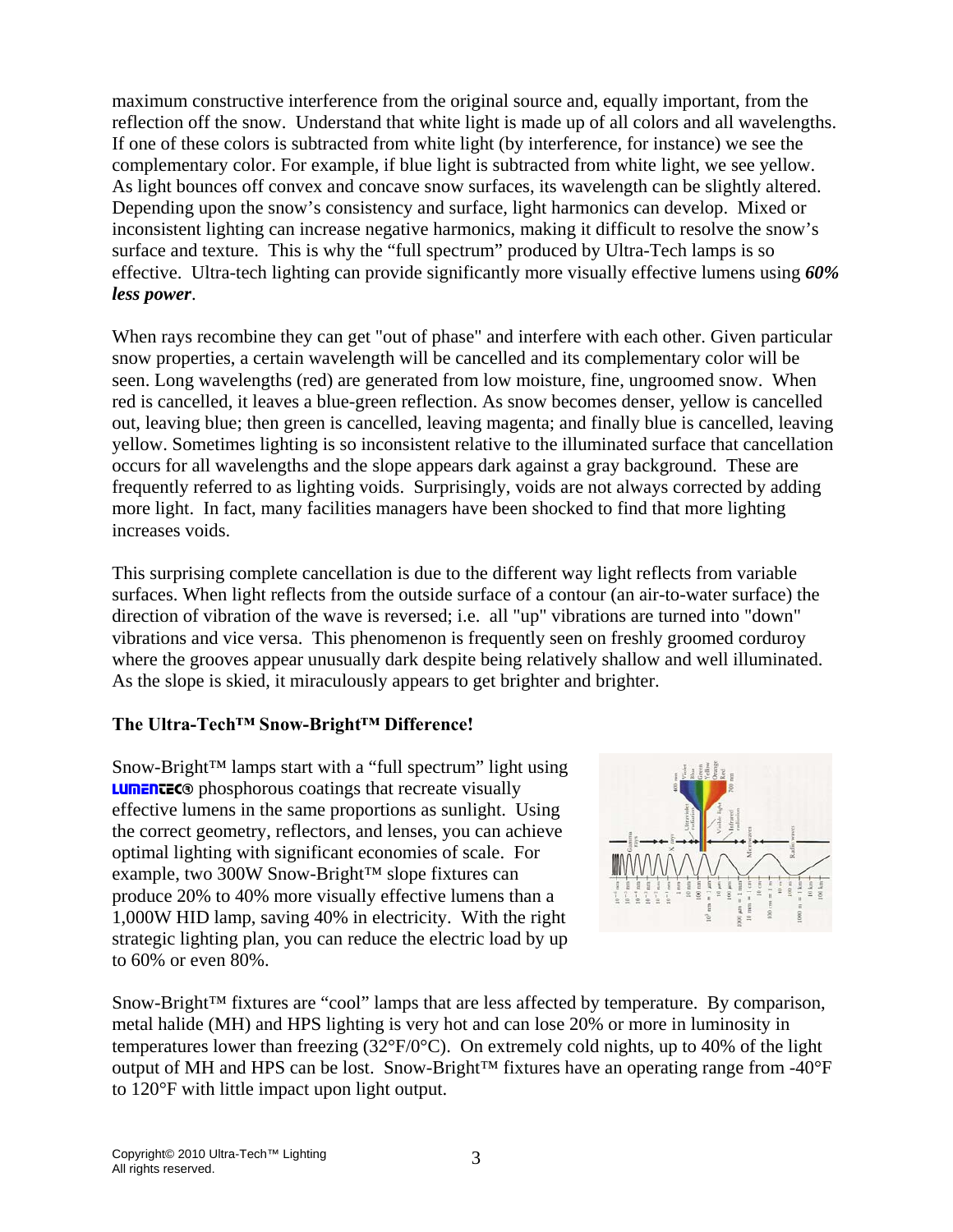maximum constructive interference from the original source and, equally important, from the reflection off the snow. Understand that white light is made up of all colors and all wavelengths. If one of these colors is subtracted from white light (by interference, for instance) we see the complementary color. For example, if blue light is subtracted from white light, we see yellow. As light bounces off convex and concave snow surfaces, its wavelength can be slightly altered. Depending upon the snow's consistency and surface, light harmonics can develop. Mixed or inconsistent lighting can increase negative harmonics, making it difficult to resolve the snow's surface and texture. This is why the "full spectrum" produced by Ultra-Tech lamps is so effective. Ultra-tech lighting can provide significantly more visually effective lumens using ***60% less power***.

When rays recombine they can get "out of phase" and interfere with each other. Given particular snow properties, a certain wavelength will be cancelled and its complementary color will be seen. Long wavelengths (red) are generated from low moisture, fine, ungroomed snow. When red is cancelled, it leaves a blue-green reflection. As snow becomes denser, yellow is cancelled out, leaving blue; then green is cancelled, leaving magenta; and finally blue is cancelled, leaving yellow. Sometimes lighting is so inconsistent relative to the illuminated surface that cancellation occurs for all wavelengths and the slope appears dark against a gray background. These are frequently referred to as lighting voids. Surprisingly, voids are not always corrected by adding more light. In fact, many facilities managers have been shocked to find that more lighting increases voids.

This surprising complete cancellation is due to the different way light reflects from variable surfaces. When light reflects from the outside surface of a contour (an air-to-water surface) the direction of vibration of the wave is reversed; i.e. all "up" vibrations are turned into "down" vibrations and vice versa. This phenomenon is frequently seen on freshly groomed corduroy where the grooves appear unusually dark despite being relatively shallow and well illuminated. As the slope is skied, it miraculously appears to get brighter and brighter.

### The Ultra-Tech™ Snow-Bright™ Difference!

Snow-Bright™ lamps start with a "full spectrum" light using LUMENTEC® phosphorous coatings that recreate visually effective lumens in the same proportions as sunlight. Using the correct geometry, reflectors, and lenses, you can achieve optimal lighting with significant economies of scale. For example, two 300W Snow-Bright™ slope fixtures can produce 20% to 40% more visually effective lumens than a 1,000W HID lamp, saving 40% in electricity. With the right strategic lighting plan, you can reduce the electric load by up to 60% or even 80%.

Snow-Bright™ fixtures are "cool" lamps that are less affected by temperature. By comparison, metal halide (MH) and HPS lighting is very hot and can lose 20% or more in luminosity in temperatures lower than freezing (32°F/0°C). On extremely cold nights, up to 40% of the light output of MH and HPS can be lost. Snow-Bright™ fixtures have an operating range from -40°F to 120°F with little impact upon light output.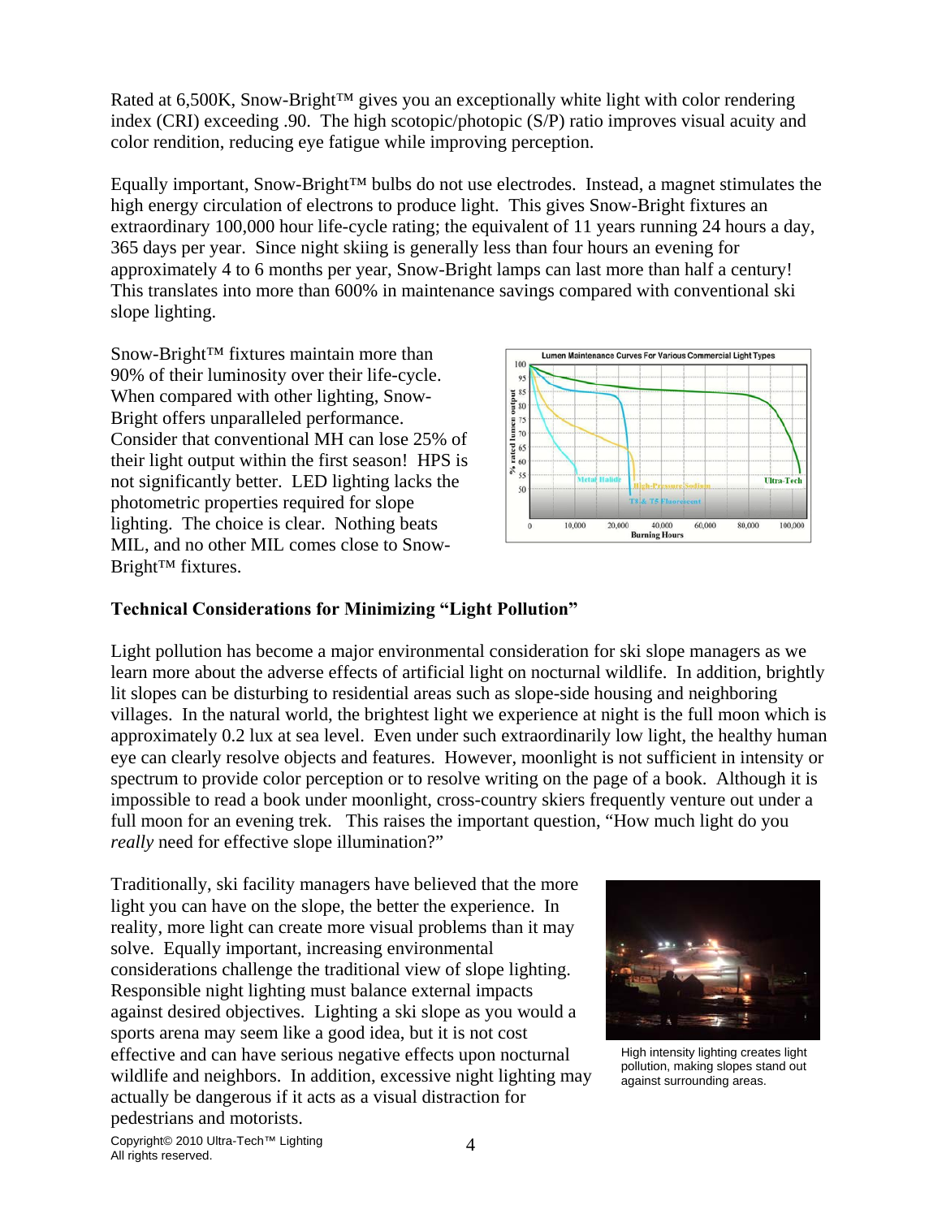Rated at 6,500K, Snow-Bright™ gives you an exceptionally white light with color rendering index (CRI) exceeding .90. The high scotopic/photopic (S/P) ratio improves visual acuity and color rendition, reducing eye fatigue while improving perception.

Equally important, Snow-Bright™ bulbs do not use electrodes. Instead, a magnet stimulates the high energy circulation of electrons to produce light. This gives Snow-Bright fixtures an extraordinary 100,000 hour life-cycle rating; the equivalent of 11 years running 24 hours a day, 365 days per year. Since night skiing is generally less than four hours an evening for approximately 4 to 6 months per year, Snow-Bright lamps can last more than half a century! This translates into more than 600% in maintenance savings compared with conventional ski slope lighting.

Snow-Bright™ fixtures maintain more than 90% of their luminosity over their life-cycle. When compared with other lighting, Snow-Bright offers unparalleled performance. Consider that conventional MH can lose 25% of their light output within the first season! HPS is not significantly better. LED lighting lacks the photometric properties required for slope lighting. The choice is clear. Nothing beats MIL, and no other MIL comes close to Snow-Bright™ fixtures.

Lumen Maintenance Curves For Various Commercial Light Types

## Technical Considerations for Minimizing "Light Pollution"

Light pollution has become a major environmental consideration for ski slope managers as we learn more about the adverse effects of artificial light on nocturnal wildlife. In addition, brightly lit slopes can be disturbing to residential areas such as slope-side housing and neighboring villages. In the natural world, the brightest light we experience at night is the full moon which is approximately 0.2 lux at sea level. Even under such extraordinarily low light, the healthy human eye can clearly resolve objects and features. However, moonlight is not sufficient in intensity or spectrum to provide color perception or to resolve writing on the page of a book. Although it is impossible to read a book under moonlight, cross-country skiers frequently venture out under a full moon for an evening trek. This raises the important question, "How much light do you *really* need for effective slope illumination?"

Traditionally, ski facility managers have believed that the more light you can have on the slope, the better the experience. In reality, more light can create more visual problems than it may solve. Equally important, increasing environmental considerations challenge the traditional view of slope lighting. Responsible night lighting must balance external impacts against desired objectives. Lighting a ski slope as you would a sports arena may seem like a good idea, but it is not cost effective and can have serious negative effects upon nocturnal wildlife and neighbors. In addition, excessive night lighting may actually be dangerous if it acts as a visual distraction for pedestrians and motorists.

High intensity lighting creates light pollution, making slopes stand out against surrounding areas.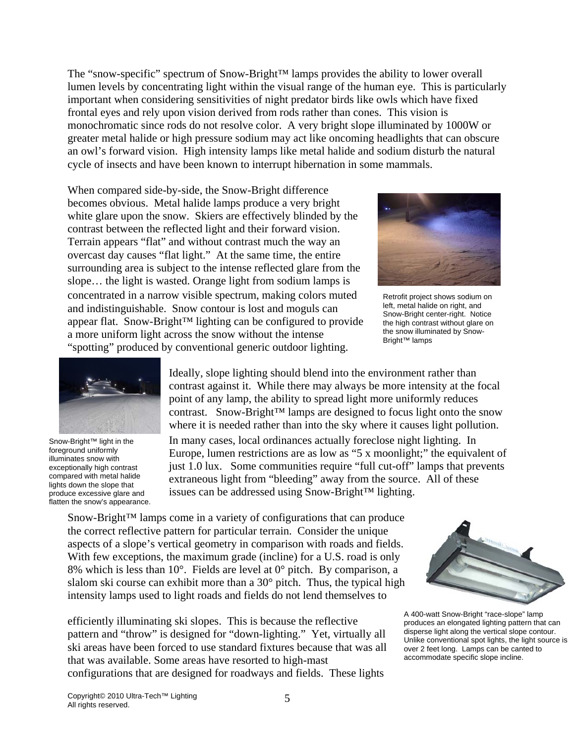The "snow-specific" spectrum of Snow-Bright™ lamps provides the ability to lower overall lumen levels by concentrating light within the visual range of the human eye. This is particularly important when considering sensitivities of night predator birds like owls which have fixed frontal eyes and rely upon vision derived from rods rather than cones. This vision is monochromatic since rods do not resolve color. A very bright slope illuminated by 1000W or greater metal halide or high pressure sodium may act like oncoming headlights that can obscure an owl's forward vision. High intensity lamps like metal halide and sodium disturb the natural cycle of insects and have been known to interrupt hibernation in some mammals.

When compared side-by-side, the Snow-Bright difference becomes obvious. Metal halide lamps produce a very bright white glare upon the snow. Skiers are effectively blinded by the contrast between the reflected light and their forward vision. Terrain appears "flat" and without contrast much the way an overcast day causes "flat light." At the same time, the entire surrounding area is subject to the intense reflected glare from the slope… the light is wasted. Orange light from sodium lamps is concentrated in a narrow visible spectrum, making colors muted and indistinguishable. Snow contour is lost and moguls can appear flat. Snow-Bright™ lighting can be configured to provide a more uniform light across the snow without the intense "spotting" produced by conventional generic outdoor lighting.

Retrofit project shows sodium on left, metal halide on right, and Snow-Bright center-right. Notice the high contrast without glare on the snow illuminated by Snow-Bright™ lamps

Snow-Bright™ light in the foreground uniformly illuminates snow with exceptionally high contrast compared with metal halide lights down the slope that produce excessive glare and flatten the snow's appearance.

Ideally, slope lighting should blend into the environment rather than contrast against it. While there may always be more intensity at the focal point of any lamp, the ability to spread light more uniformly reduces contrast. Snow-Bright™ lamps are designed to focus light onto the snow where it is needed rather than into the sky where it causes light pollution. In many cases, local ordinances actually foreclose night lighting. In Europe, lumen restrictions are as low as "5 x moonlight;" the equivalent of just 1.0 lux. Some communities require "full cut-off" lamps that prevents extraneous light from "bleeding" away from the source. All of these issues can be addressed using Snow-Bright™ lighting.

Snow-Bright™ lamps come in a variety of configurations that can produce the correct reflective pattern for particular terrain. Consider the unique aspects of a slope's vertical geometry in comparison with roads and fields. With few exceptions, the maximum grade (incline) for a U.S. road is only 8% which is less than 10°. Fields are level at 0° pitch. By comparison, a slalom ski course can exhibit more than a 30° pitch. Thus, the typical high intensity lamps used to light roads and fields do not lend themselves to efficiently illuminating ski slopes. This is because the reflective pattern and "throw" is designed for "down-lighting." Yet, virtually all ski areas have been forced to use standard fixtures because that was all that was available. Some areas have resorted to high-mast configurations that are designed for roadways and fields. These lights

A 400-watt Snow-Bright "race-slope" lamp produces an elongated lighting pattern that can disperse light along the vertical slope contour. Unlike conventional spot lights, the light source is over 2 feet long. Lamps can be canted to accommodate specific slope incline.

Copyright© 2010 Ultra-Tech™ Lighting
All rights reserved.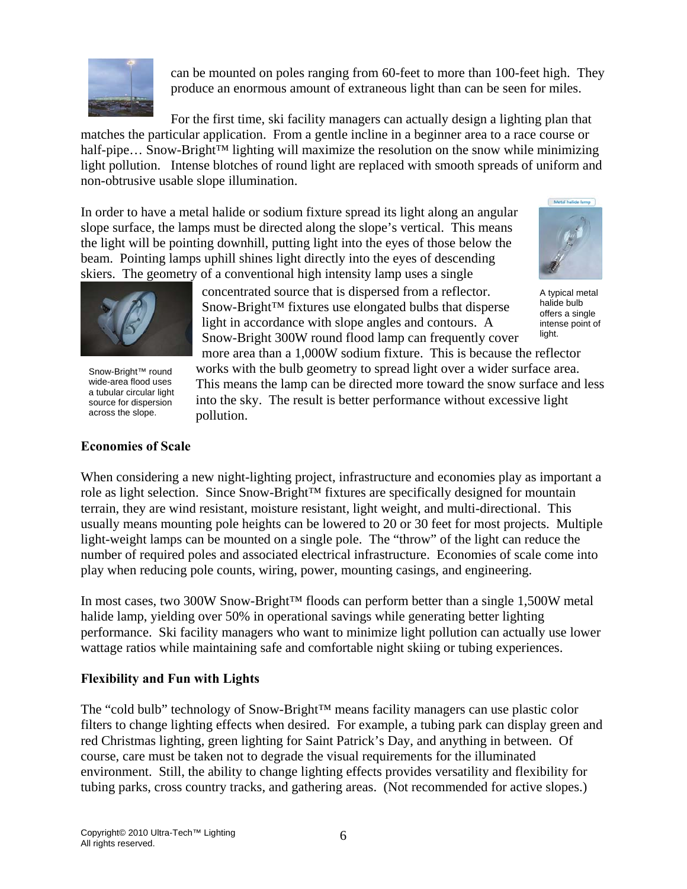can be mounted on poles ranging from 60-feet to more than 100-feet high. They produce an enormous amount of extraneous light than can be seen for miles.

For the first time, ski facility managers can actually design a lighting plan that matches the particular application. From a gentle incline in a beginner area to a race course or half-pipe… Snow-Bright™ lighting will maximize the resolution on the snow while minimizing light pollution. Intense blotches of round light are replaced with smooth spreads of uniform and non-obtrusive usable slope illumination.

In order to have a metal halide or sodium fixture spread its light along an angular slope surface, the lamps must be directed along the slope's vertical. This means the light will be pointing downhill, putting light into the eyes of those below the beam. Pointing lamps uphill shines light directly into the eyes of descending skiers. The geometry of a conventional high intensity lamp uses a single concentrated source that is dispersed from a reflector. Snow-Bright™ fixtures use elongated bulbs that disperse light in accordance with slope angles and contours. A Snow-Bright 300W round flood lamp can frequently cover more area than a 1,000W sodium fixture. This is because the reflector works with the bulb geometry to spread light over a wider surface area. This means the lamp can be directed more toward the snow surface and less into the sky. The result is better performance without excessive light pollution.

A typical metal halide bulb offers a single intense point of light.

Snow-Bright™ round wide-area flood uses a tubular circular light source for dispersion across the slope.

**Economies of Scale**

When considering a new night-lighting project, infrastructure and economies play as important a role as light selection. Since Snow-Bright™ fixtures are specifically designed for mountain terrain, they are wind resistant, moisture resistant, light weight, and multi-directional. This usually means mounting pole heights can be lowered to 20 or 30 feet for most projects. Multiple light-weight lamps can be mounted on a single pole. The "throw" of the light can reduce the number of required poles and associated electrical infrastructure. Economies of scale come into play when reducing pole counts, wiring, power, mounting casings, and engineering.

In most cases, two 300W Snow-Bright™ floods can perform better than a single 1,500W metal halide lamp, yielding over 50% in operational savings while generating better lighting performance. Ski facility managers who want to minimize light pollution can actually use lower wattage ratios while maintaining safe and comfortable night skiing or tubing experiences.

**Flexibility and Fun with Lights**

The "cold bulb" technology of Snow-Bright™ means facility managers can use plastic color filters to change lighting effects when desired. For example, a tubing park can display green and red Christmas lighting, green lighting for Saint Patrick's Day, and anything in between. Of course, care must be taken not to degrade the visual requirements for the illuminated environment. Still, the ability to change lighting effects provides versatility and flexibility for tubing parks, cross country tracks, and gathering areas. (Not recommended for active slopes.)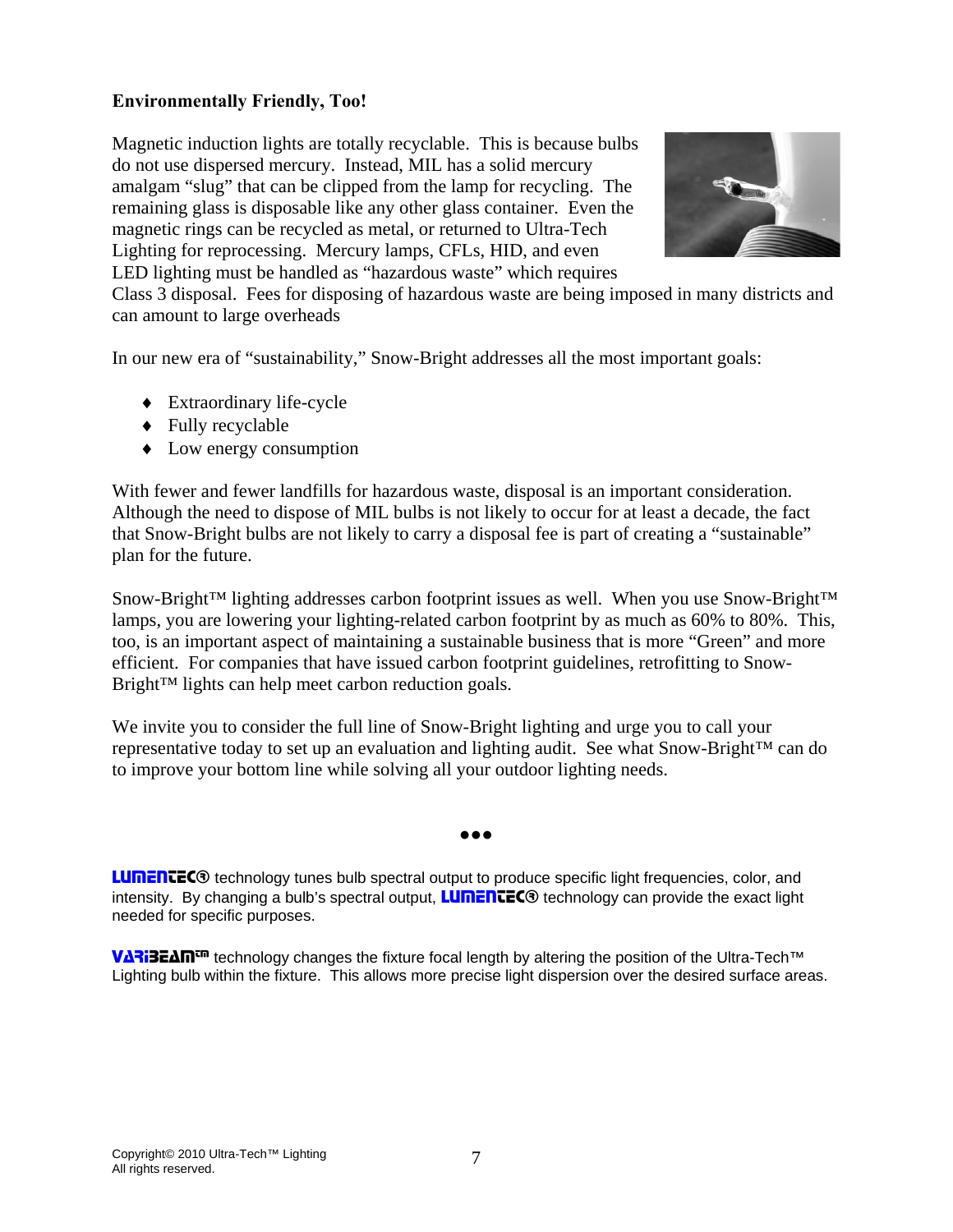**Environmentally Friendly, Too!**

Magnetic induction lights are totally recyclable. This is because bulbs do not use dispersed mercury. Instead, MIL has a solid mercury amalgam "slug" that can be clipped from the lamp for recycling. The remaining glass is disposable like any other glass container. Even the magnetic rings can be recycled as metal, or returned to Ultra-Tech Lighting for reprocessing. Mercury lamps, CFLs, HID, and even LED lighting must be handled as "hazardous waste" which requires Class 3 disposal. Fees for disposing of hazardous waste are being imposed in many districts and can amount to large overheads

In our new era of "sustainability," Snow-Bright addresses all the most important goals:

- Extraordinary life-cycle
- Fully recyclable
- Low energy consumption

With fewer and fewer landfills for hazardous waste, disposal is an important consideration. Although the need to dispose of MIL bulbs is not likely to occur for at least a decade, the fact that Snow-Bright bulbs are not likely to carry a disposal fee is part of creating a "sustainable" plan for the future.

Snow-Bright™ lighting addresses carbon footprint issues as well. When you use Snow-Bright™ lamps, you are lowering your lighting-related carbon footprint by as much as 60% to 80%. This, too, is an important aspect of maintaining a sustainable business that is more "Green" and more efficient. For companies that have issued carbon footprint guidelines, retrofitting to Snow-Bright™ lights can help meet carbon reduction goals.

We invite you to consider the full line of Snow-Bright lighting and urge you to call your representative today to set up an evaluation and lighting audit. See what Snow-Bright™ can do to improve your bottom line while solving all your outdoor lighting needs.

●●●

**LUMENTEC®** technology tunes bulb spectral output to produce specific light frequencies, color, and intensity. By changing a bulb's spectral output, **LUMENTEC®** technology can provide the exact light needed for specific purposes.

**VARIBEAM™** technology changes the fixture focal length by altering the position of the Ultra-Tech™ Lighting bulb within the fixture. This allows more precise light dispersion over the desired surface areas.

Copyright© 2010 Ultra-Tech™ Lighting
All rights reserved.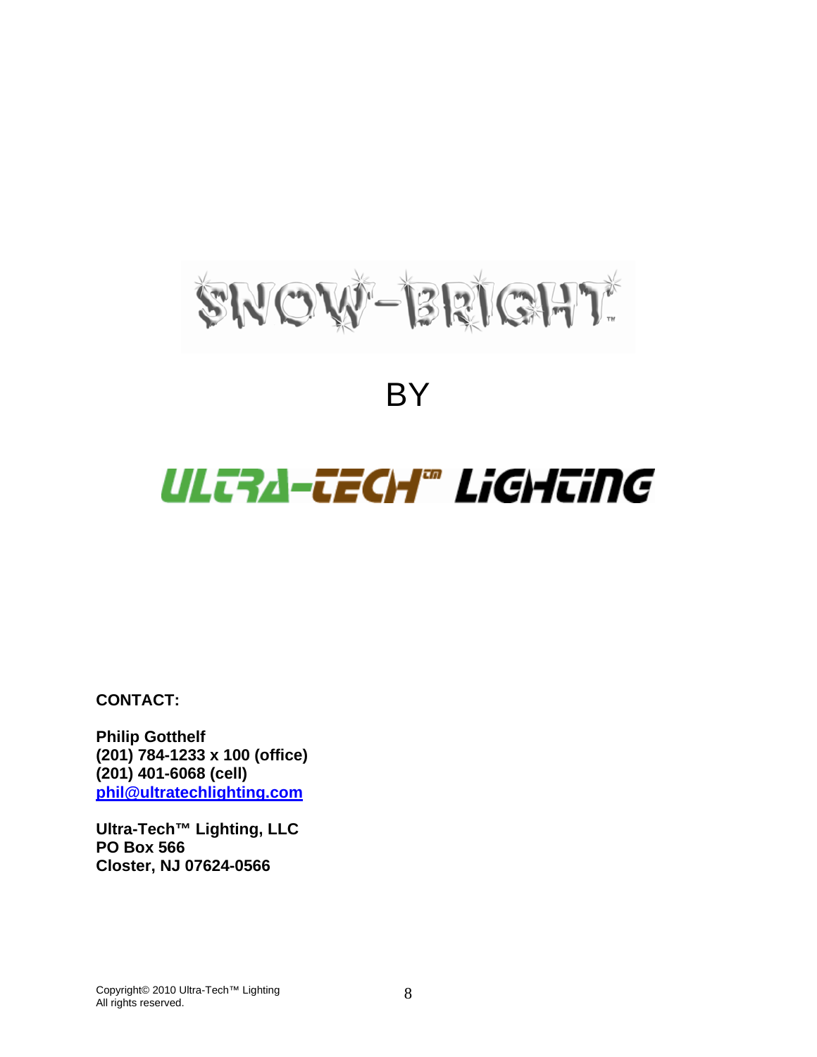SNOW-BRIGHT™

BY

ULTRA-TECH™ LIGHTING

**CONTACT:**

**Philip Gotthelf**
**(201) 784-1233 x 100 (office)**
**(201) 401-6068 (cell)**
**phil@ultratechlighting.com**

**Ultra-Tech™ Lighting, LLC**
**PO Box 566**
**Closter, NJ 07624-0566**

Copyright© 2010 Ultra-Tech™ Lighting
All rights reserved.